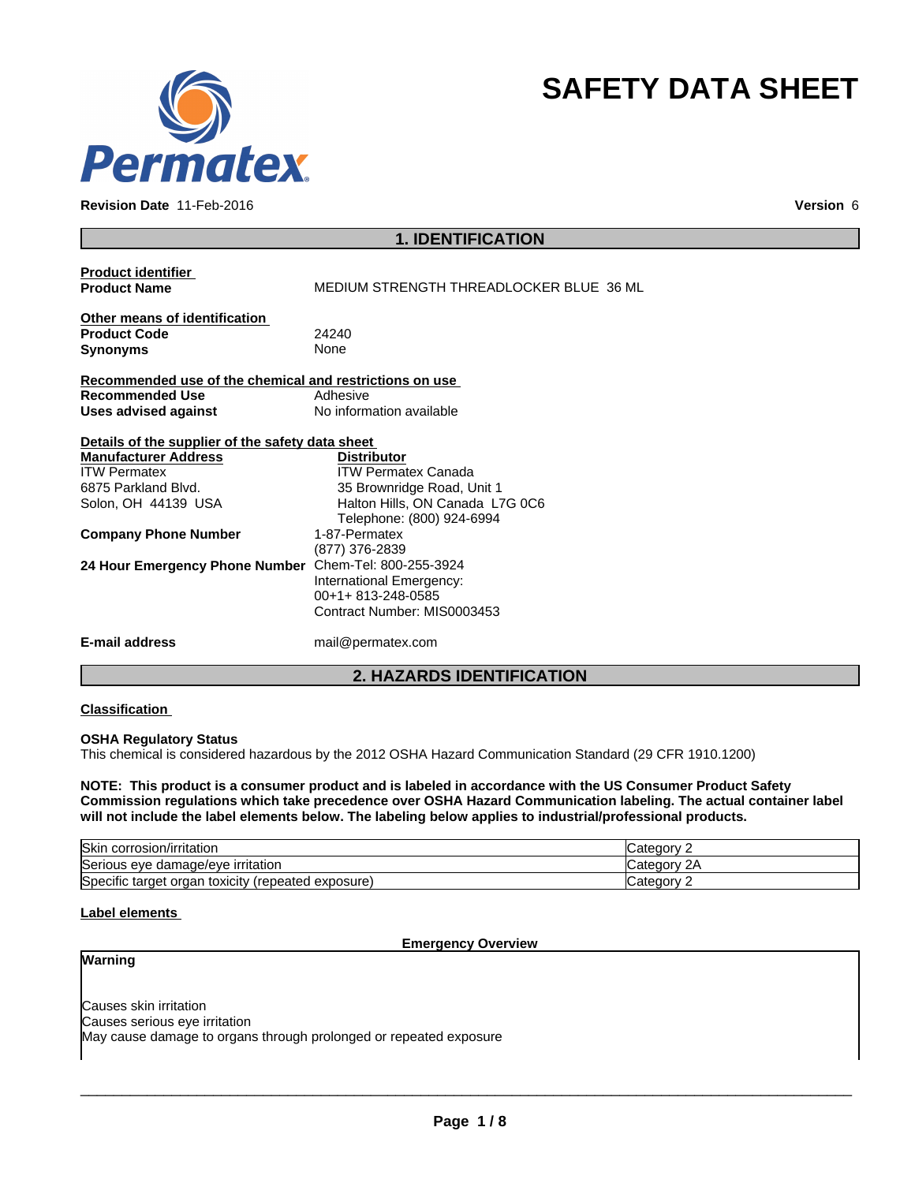Permatex

# SAFETY DATA SHEET

**Revision Date** 11-Feb-2016 **Version** 6

## 1. IDENTIFICATION

**Product identifier**

**Product Name** MEDIUM STRENGTH THREADLOCKER BLUE 36 ML

**Other means of identification**

**Product Code** 24240

**Synonyms** None

**Recommended use of the chemical and restrictions on use**

**Recommended Use** Adhesive

**Uses advised against** No information available

**Details of the supplier of the safety data sheet**

**Manufacturer Address**
ITW Permatex
6875 Parkland Blvd.
Solon, OH 44139 USA

**Distributor**
ITW Permatex Canada
35 Brownridge Road, Unit 1
Halton Hills, ON Canada L7G 0C6
Telephone: (800) 924-6994

**Company Phone Number** 1-87-Permatex
(877) 376-2839

**24 Hour Emergency Phone Number** Chem-Tel: 800-255-3924
International Emergency:
00+1+ 813-248-0585
Contract Number: MIS0003453

**E-mail address** mail@permatex.com

## 2. HAZARDS IDENTIFICATION

**Classification**

**OSHA Regulatory Status**
This chemical is considered hazardous by the 2012 OSHA Hazard Communication Standard (29 CFR 1910.1200)

**NOTE: This product is a consumer product and is labeled in accordance with the US Consumer Product Safety Commission regulations which take precedence over OSHA Hazard Communication labeling. The actual container label will not include the label elements below. The labeling below applies to industrial/professional products.**

| Hazard | Category |
|---|---|
| Skin corrosion/irritation | Category 2 |
| Serious eye damage/eye irritation | Category 2A |
| Specific target organ toxicity (repeated exposure) | Category 2 |

**Label elements**

**Emergency Overview**

**Warning**

Causes skin irritation
Causes serious eye irritation
May cause damage to organs through prolonged or repeated exposure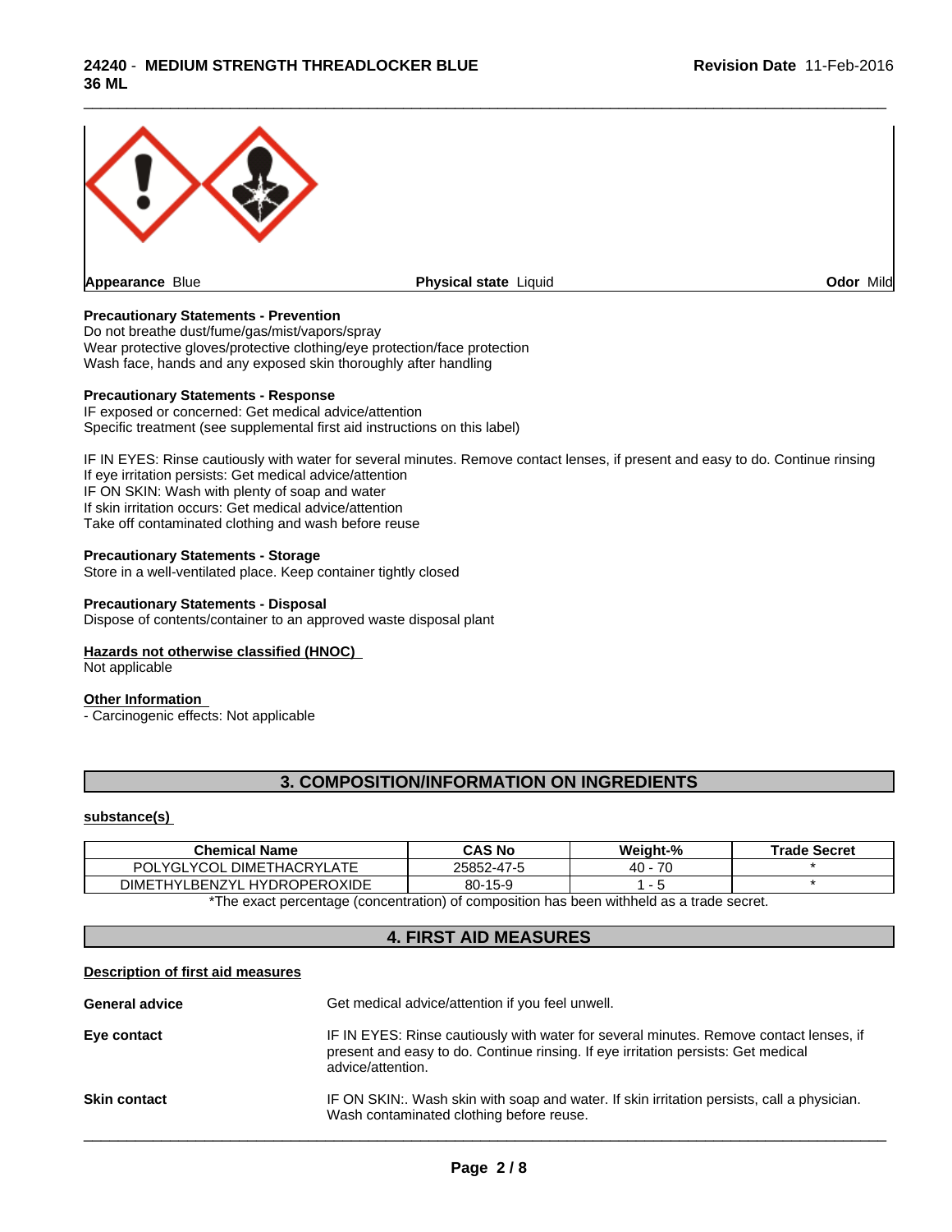Appearance Blue | Physical state Liquid | Odor Mild

**Precautionary Statements - Prevention**
Do not breathe dust/fume/gas/mist/vapors/spray
Wear protective gloves/protective clothing/eye protection/face protection
Wash face, hands and any exposed skin thoroughly after handling

**Precautionary Statements - Response**
IF exposed or concerned: Get medical advice/attention
Specific treatment (see supplemental first aid instructions on this label)

IF IN EYES: Rinse cautiously with water for several minutes. Remove contact lenses, if present and easy to do. Continue rinsing
If eye irritation persists: Get medical advice/attention
IF ON SKIN: Wash with plenty of soap and water
If skin irritation occurs: Get medical advice/attention
Take off contaminated clothing and wash before reuse

**Precautionary Statements - Storage**
Store in a well-ventilated place. Keep container tightly closed

**Precautionary Statements - Disposal**
Dispose of contents/container to an approved waste disposal plant

**Hazards not otherwise classified (HNOC)**
Not applicable

**Other Information**
- Carcinogenic effects: Not applicable

## 3. COMPOSITION/INFORMATION ON INGREDIENTS

**substance(s)**

| Chemical Name | CAS No | Weight-% | Trade Secret |
|---|---|---|---|
| POLYGLYCOL DIMETHACRYLATE | 25852-47-5 | 40 - 70 | * |
| DIMETHYLBENZYL HYDROPEROXIDE | 80-15-9 | 1 - 5 | * |

*The exact percentage (concentration) of composition has been withheld as a trade secret.

## 4. FIRST AID MEASURES

**Description of first aid measures**

**General advice** Get medical advice/attention if you feel unwell.

**Eye contact** IF IN EYES: Rinse cautiously with water for several minutes. Remove contact lenses, if present and easy to do. Continue rinsing. If eye irritation persists: Get medical advice/attention.

**Skin contact** IF ON SKIN:. Wash skin with soap and water. If skin irritation persists, call a physician. Wash contaminated clothing before reuse.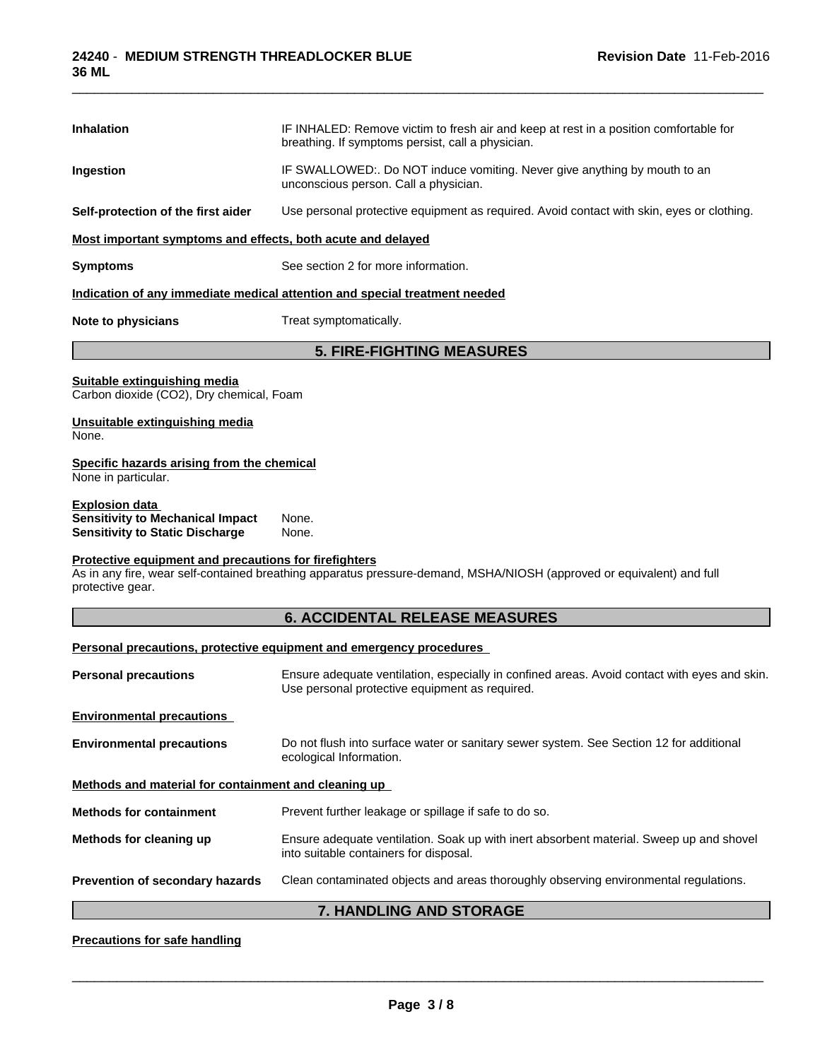| | |
|---|---|
| **Inhalation** | IF INHALED: Remove victim to fresh air and keep at rest in a position comfortable for breathing. If symptoms persist, call a physician. |
| **Ingestion** | IF SWALLOWED:. Do NOT induce vomiting. Never give anything by mouth to an unconscious person. Call a physician. |
| **Self-protection of the first aider** | Use personal protective equipment as required. Avoid contact with skin, eyes or clothing. |

**Most important symptoms and effects, both acute and delayed**

| | |
|---|---|
| **Symptoms** | See section 2 for more information. |

**Indication of any immediate medical attention and special treatment needed**

| | |
|---|---|
| **Note to physicians** | Treat symptomatically. |

## 5. FIRE-FIGHTING MEASURES

**Suitable extinguishing media**
Carbon dioxide ($CO_2$), Dry chemical, Foam

**Unsuitable extinguishing media**
None.

**Specific hazards arising from the chemical**
None in particular.

**Explosion data**
**Sensitivity to Mechanical Impact** None.
**Sensitivity to Static Discharge** None.

**Protective equipment and precautions for firefighters**
As in any fire, wear self-contained breathing apparatus pressure-demand, MSHA/NIOSH (approved or equivalent) and full protective gear.

## 6. ACCIDENTAL RELEASE MEASURES

**Personal precautions, protective equipment and emergency procedures**

| | |
|---|---|
| **Personal precautions** | Ensure adequate ventilation, especially in confined areas. Avoid contact with eyes and skin. Use personal protective equipment as required. |

**Environmental precautions**

| | |
|---|---|
| **Environmental precautions** | Do not flush into surface water or sanitary sewer system. See Section 12 for additional ecological Information. |

**Methods and material for containment and cleaning up**

| | |
|---|---|
| **Methods for containment** | Prevent further leakage or spillage if safe to do so. |
| **Methods for cleaning up** | Ensure adequate ventilation. Soak up with inert absorbent material. Sweep up and shovel into suitable containers for disposal. |
| **Prevention of secondary hazards** | Clean contaminated objects and areas thoroughly observing environmental regulations. |

## 7. HANDLING AND STORAGE

**Precautions for safe handling**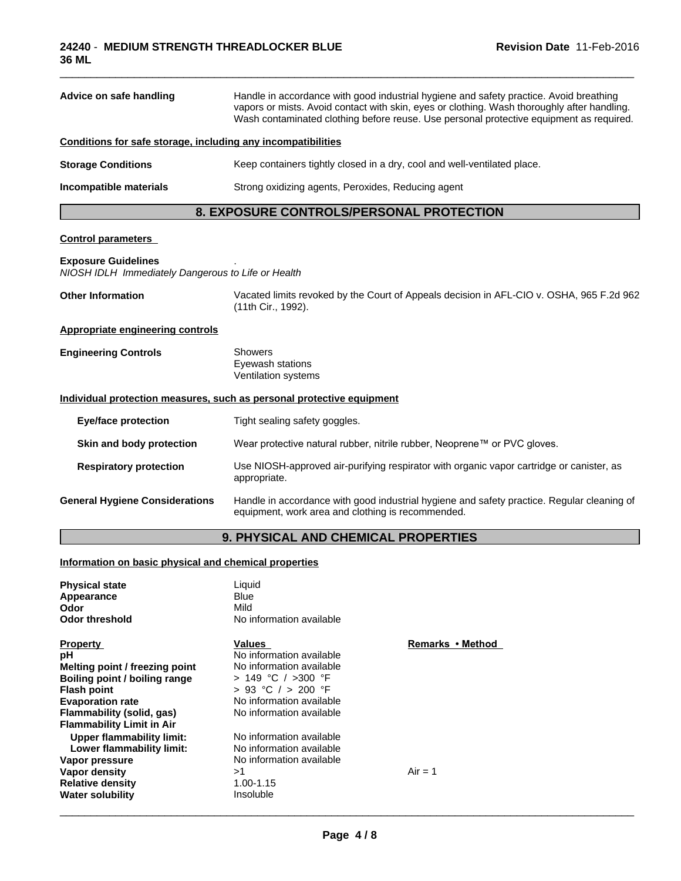**Advice on safe handling** Handle in accordance with good industrial hygiene and safety practice. Avoid breathing vapors or mists. Avoid contact with skin, eyes or clothing. Wash thoroughly after handling. Wash contaminated clothing before reuse. Use personal protective equipment as required.

**Conditions for safe storage, including any incompatibilities**

**Storage Conditions** Keep containers tightly closed in a dry, cool and well-ventilated place.

**Incompatible materials** Strong oxidizing agents, Peroxides, Reducing agent

## 8. EXPOSURE CONTROLS/PERSONAL PROTECTION

**Control parameters**

**Exposure Guidelines** .

*NIOSH IDLH Immediately Dangerous to Life or Health*

**Other Information** Vacated limits revoked by the Court of Appeals decision in AFL-CIO v. OSHA, 965 F.2d 962 (11th Cir., 1992).

**Appropriate engineering controls**

**Engineering Controls** Showers
Eyewash stations
Ventilation systems

**Individual protection measures, such as personal protective equipment**

**Eye/face protection** Tight sealing safety goggles.

**Skin and body protection** Wear protective natural rubber, nitrile rubber, Neoprene™ or PVC gloves.

**Respiratory protection** Use NIOSH-approved air-purifying respirator with organic vapor cartridge or canister, as appropriate.

**General Hygiene Considerations** Handle in accordance with good industrial hygiene and safety practice. Regular cleaning of equipment, work area and clothing is recommended.

## 9. PHYSICAL AND CHEMICAL PROPERTIES

**Information on basic physical and chemical properties**

**Physical state** Liquid
**Appearance** Blue
**Odor** Mild
**Odor threshold** No information available

| Property | Values | Remarks • Method |
|---|---|---|
| **pH** | No information available | |
| **Melting point / freezing point** | No information available | |
| **Boiling point / boiling range** | > 149 °C / >300 °F | |
| **Flash point** | > 93 °C / > 200 °F | |
| **Evaporation rate** | No information available | |
| **Flammability (solid, gas)** | No information available | |
| **Flammability Limit in Air** | | |
| **Upper flammability limit:** | No information available | |
| **Lower flammability limit:** | No information available | |
| **Vapor pressure** | No information available | |
| **Vapor density** | >1 | Air = 1 |
| **Relative density** | 1.00-1.15 | |
| **Water solubility** | Insoluble | |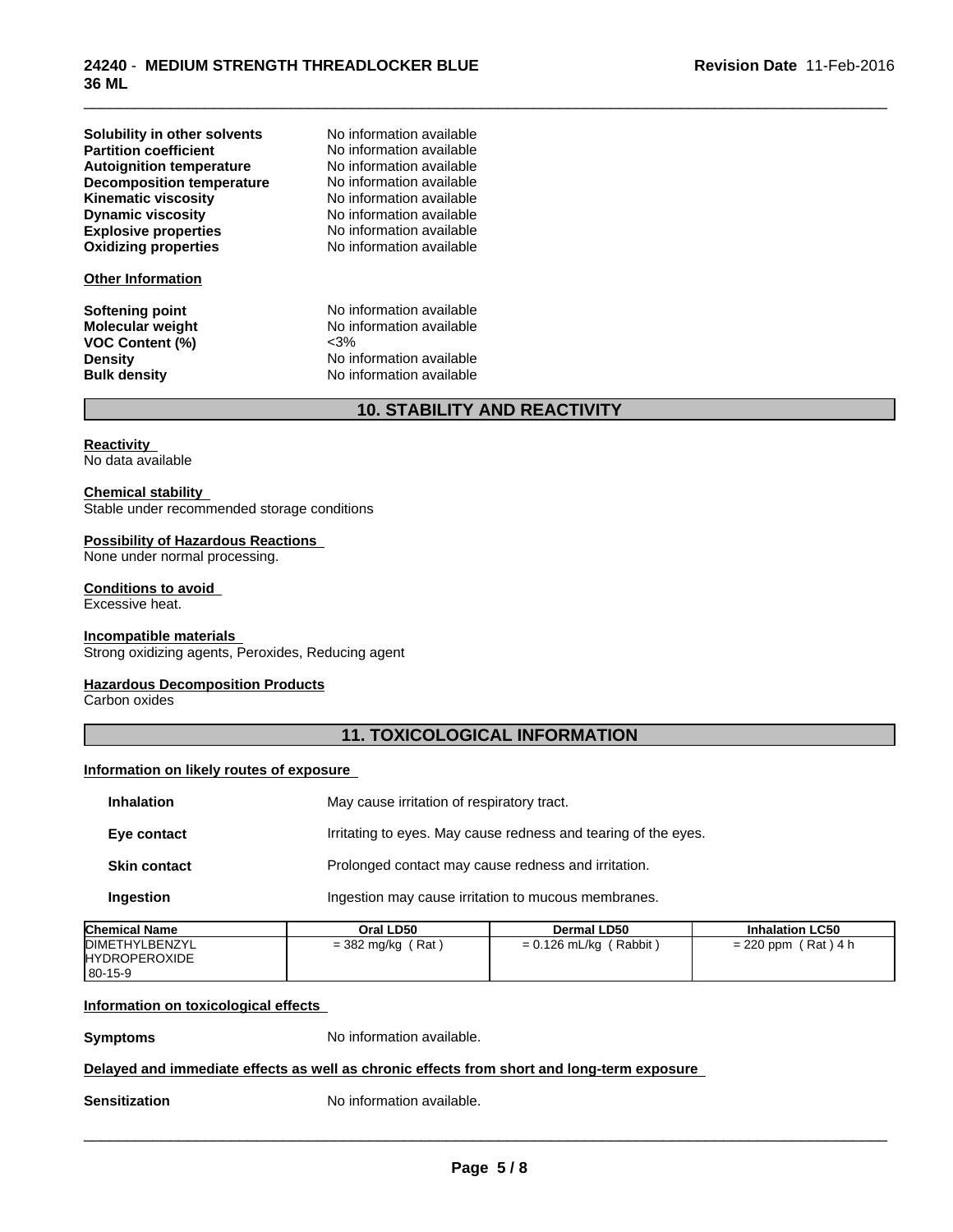| | |
|---|---|
| **Solubility in other solvents** | No information available |
| **Partition coefficient** | No information available |
| **Autoignition temperature** | No information available |
| **Decomposition temperature** | No information available |
| **Kinematic viscosity** | No information available |
| **Dynamic viscosity** | No information available |
| **Explosive properties** | No information available |
| **Oxidizing properties** | No information available |

**Other Information**

| | |
|---|---|
| **Softening point** | No information available |
| **Molecular weight** | No information available |
| **VOC Content (%)** | <3% |
| **Density** | No information available |
| **Bulk density** | No information available |

## 10. STABILITY AND REACTIVITY

**Reactivity**
No data available

**Chemical stability**
Stable under recommended storage conditions

**Possibility of Hazardous Reactions**
None under normal processing.

**Conditions to avoid**
Excessive heat.

**Incompatible materials**
Strong oxidizing agents, Peroxides, Reducing agent

**Hazardous Decomposition Products**
Carbon oxides

## 11. TOXICOLOGICAL INFORMATION

**Information on likely routes of exposure**

| | |
|---|---|
| **Inhalation** | May cause irritation of respiratory tract. |
| **Eye contact** | Irritating to eyes. May cause redness and tearing of the eyes. |
| **Skin contact** | Prolonged contact may cause redness and irritation. |
| **Ingestion** | Ingestion may cause irritation to mucous membranes. |

| Chemical Name | Oral LD50 | Dermal LD50 | Inhalation LC50 |
|---|---|---|---|
| DIMETHYLBENZYL HYDROPEROXIDE 80-15-9 | = 382 mg/kg ( Rat ) | = 0.126 mL/kg ( Rabbit ) | = 220 ppm ( Rat ) 4 h |

**Information on toxicological effects**

**Symptoms** No information available.

**Delayed and immediate effects as well as chronic effects from short and long-term exposure**

**Sensitization** No information available.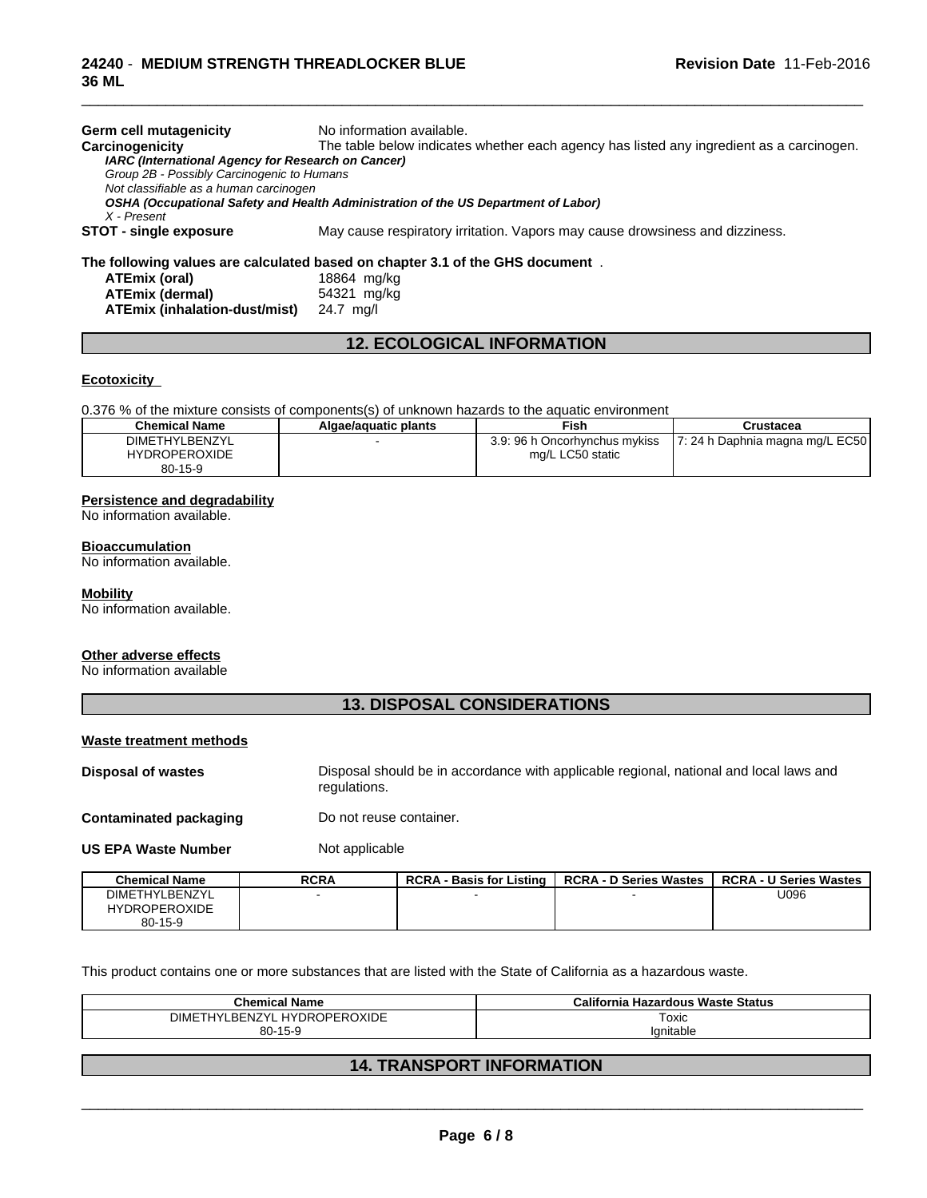**Germ cell mutagenicity** No information available.

**Carcinogenicity** The table below indicates whether each agency has listed any ingredient as a carcinogen.

***IARC (International Agency for Research on Cancer)***

*Group 2B - Possibly Carcinogenic to Humans*

*Not classifiable as a human carcinogen*

***OSHA (Occupational Safety and Health Administration of the US Department of Labor)***

*X - Present*

**STOT - single exposure** May cause respiratory irritation. Vapors may cause drowsiness and dizziness.

**The following values are calculated based on chapter 3.1 of the GHS document** .

**ATEmix (oral)** 18864 mg/kg
**ATEmix (dermal)** 54321 mg/kg
**ATEmix (inhalation-dust/mist)** 24.7 mg/l

## 12. ECOLOGICAL INFORMATION

**Ecotoxicity**

0.376 % of the mixture consists of components(s) of unknown hazards to the aquatic environment

| Chemical Name | Algae/aquatic plants | Fish | Crustacea |
|---|---|---|---|
| DIMETHYLBENZYL HYDROPEROXIDE 80-15-9 | - | 3.9: 96 h Oncorhynchus mykiss mg/L LC50 static | 7: 24 h Daphnia magna mg/L EC50 |

**Persistence and degradability**
No information available.

**Bioaccumulation**
No information available.

**Mobility**
No information available.

**Other adverse effects**
No information available

## 13. DISPOSAL CONSIDERATIONS

**Waste treatment methods**

**Disposal of wastes** Disposal should be in accordance with applicable regional, national and local laws and regulations.

**Contaminated packaging** Do not reuse container.

**US EPA Waste Number** Not applicable

| Chemical Name | RCRA | RCRA - Basis for Listing | RCRA - D Series Wastes | RCRA - U Series Wastes |
|---|---|---|---|---|
| DIMETHYLBENZYL HYDROPEROXIDE 80-15-9 | - | - | - | U096 |

This product contains one or more substances that are listed with the State of California as a hazardous waste.

| Chemical Name | California Hazardous Waste Status |
|---|---|
| DIMETHYLBENZYL HYDROPEROXIDE 80-15-9 | Toxic Ignitable |

## 14. TRANSPORT INFORMATION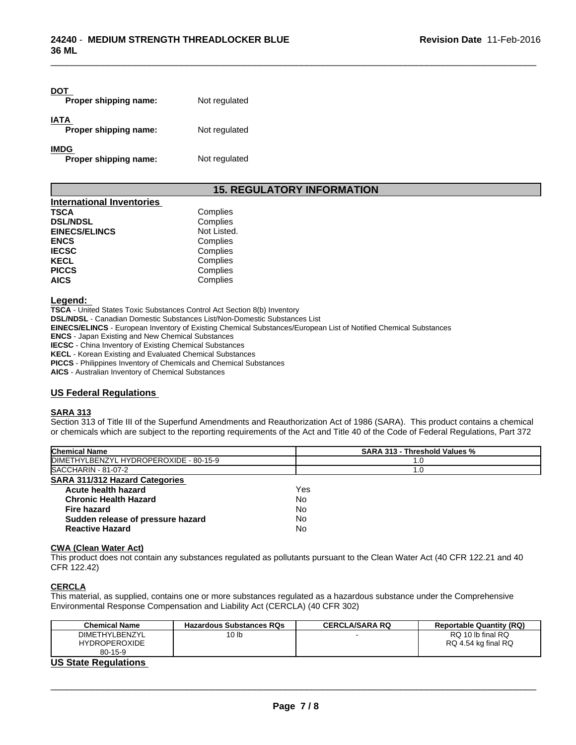**DOT**

**Proper shipping name:** Not regulated

**IATA**

**Proper shipping name:** Not regulated

**IMDG**

**Proper shipping name:** Not regulated

## 15. REGULATORY INFORMATION

**International Inventories**

| | |
|---|---|
| **TSCA** | Complies |
| **DSL/NDSL** | Complies |
| **EINECS/ELINCS** | Not Listed. |
| **ENCS** | Complies |
| **IECSC** | Complies |
| **KECL** | Complies |
| **PICCS** | Complies |
| **AICS** | Complies |

**Legend:**

**TSCA** - United States Toxic Substances Control Act Section 8(b) Inventory
**DSL/NDSL** - Canadian Domestic Substances List/Non-Domestic Substances List
**EINECS/ELINCS** - European Inventory of Existing Chemical Substances/European List of Notified Chemical Substances
**ENCS** - Japan Existing and New Chemical Substances
**IECSC** - China Inventory of Existing Chemical Substances
**KECL** - Korean Existing and Evaluated Chemical Substances
**PICCS** - Philippines Inventory of Chemicals and Chemical Substances
**AICS** - Australian Inventory of Chemical Substances

### US Federal Regulations

**SARA 313**

Section 313 of Title III of the Superfund Amendments and Reauthorization Act of 1986 (SARA). This product contains a chemical or chemicals which are subject to the reporting requirements of the Act and Title 40 of the Code of Federal Regulations, Part 372

| Chemical Name | SARA 313 - Threshold Values % |
|---|---|
| DIMETHYLBENZYL HYDROPEROXIDE - 80-15-9 | 1.0 |
| SACCHARIN - 81-07-2 | 1.0 |

**SARA 311/312 Hazard Categories**

| | |
|---|---|
| **Acute health hazard** | Yes |
| **Chronic Health Hazard** | No |
| **Fire hazard** | No |
| **Sudden release of pressure hazard** | No |
| **Reactive Hazard** | No |

**CWA (Clean Water Act)**

This product does not contain any substances regulated as pollutants pursuant to the Clean Water Act (40 CFR 122.21 and 40 CFR 122.42)

**CERCLA**

This material, as supplied, contains one or more substances regulated as a hazardous substance under the Comprehensive Environmental Response Compensation and Liability Act (CERCLA) (40 CFR 302)

| Chemical Name | Hazardous Substances RQs | CERCLA/SARA RQ | Reportable Quantity (RQ) |
|---|---|---|---|
| DIMETHYLBENZYL HYDROPEROXIDE 80-15-9 | 10 lb | - | RQ 10 lb final RQ RQ 4.54 kg final RQ |

### US State Regulations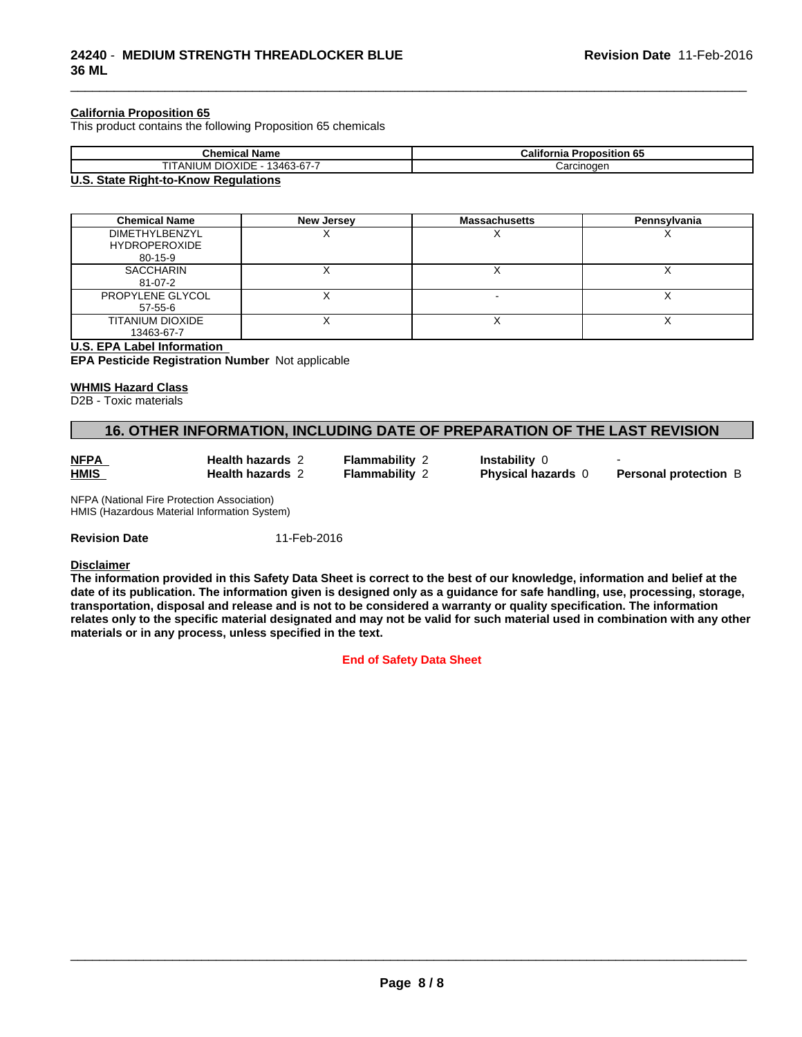#### California Proposition 65

This product contains the following Proposition 65 chemicals

| Chemical Name | California Proposition 65 |
|---|---|
| TITANIUM DIOXIDE - 13463-67-7 | Carcinogen |

#### U.S. State Right-to-Know Regulations

| Chemical Name | New Jersey | Massachusetts | Pennsylvania |
|---|---|---|---|
| DIMETHYLBENZYL HYDROPEROXIDE 80-15-9 | X | X | X |
| SACCHARIN 81-07-2 | X | X | X |
| PROPYLENE GLYCOL 57-55-6 | X | - | X |
| TITANIUM DIOXIDE 13463-67-7 | X | X | X |

#### U.S. EPA Label Information

**EPA Pesticide Registration Number** Not applicable

#### WHMIS Hazard Class

D2B - Toxic materials

## 16. OTHER INFORMATION, INCLUDING DATE OF PREPARATION OF THE LAST REVISION

| | | | | |
|---|---|---|---|---|
| **NFPA** | **Health hazards** 2 | **Flammability** 2 | **Instability** 0 | - |
| **HMIS** | **Health hazards** 2 | **Flammability** 2 | **Physical hazards** 0 | **Personal protection** B |

NFPA (National Fire Protection Association)
HMIS (Hazardous Material Information System)

**Revision Date** 11-Feb-2016

#### Disclaimer

**The information provided in this Safety Data Sheet is correct to the best of our knowledge, information and belief at the date of its publication. The information given is designed only as a guidance for safe handling, use, processing, storage, transportation, disposal and release and is not to be considered a warranty or quality specification. The information relates only to the specific material designated and may not be valid for such material used in combination with any other materials or in any process, unless specified in the text.**

**End of Safety Data Sheet**